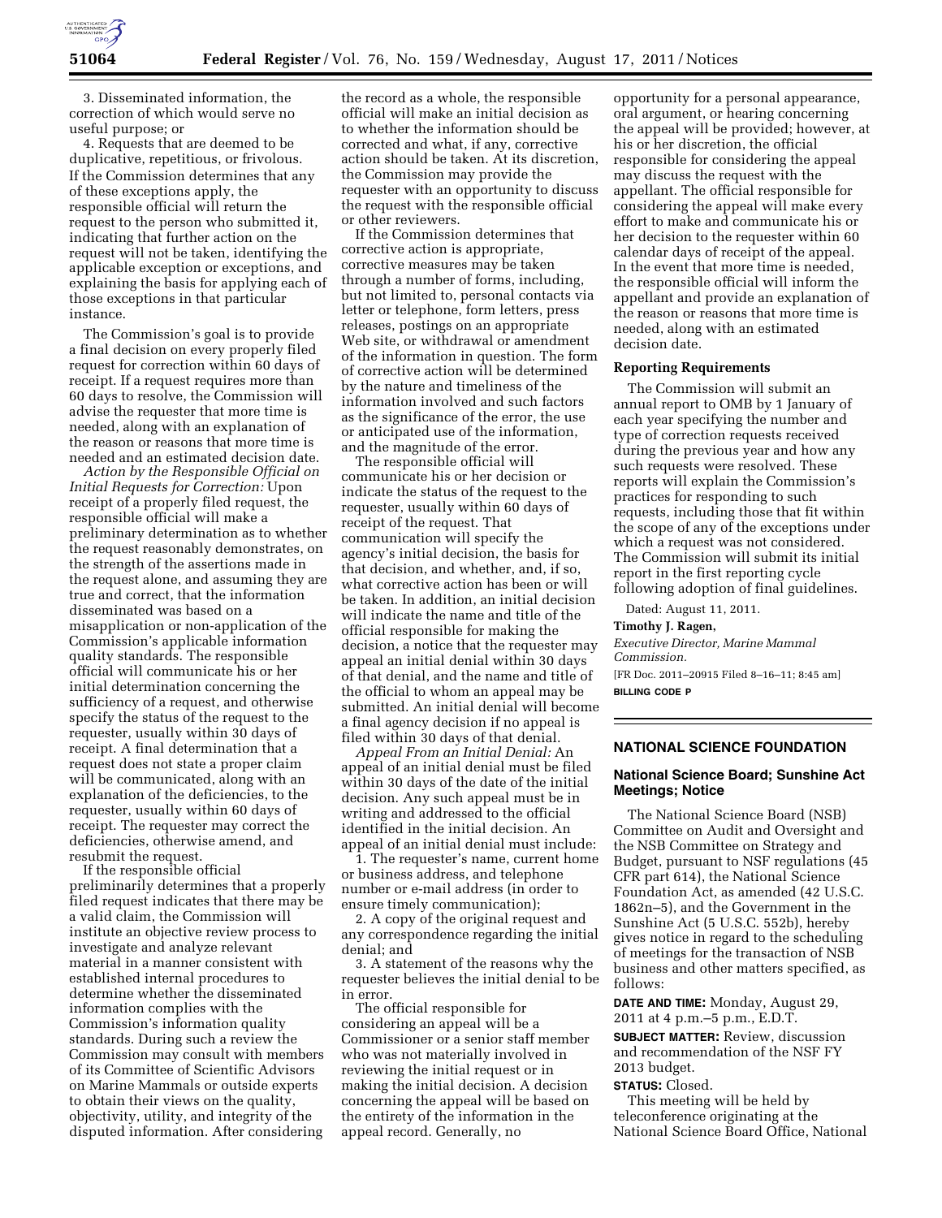3. Disseminated information, the correction of which would serve no useful purpose; or

4. Requests that are deemed to be duplicative, repetitious, or frivolous. If the Commission determines that any of these exceptions apply, the responsible official will return the request to the person who submitted it, indicating that further action on the request will not be taken, identifying the applicable exception or exceptions, and explaining the basis for applying each of those exceptions in that particular instance.

The Commission's goal is to provide a final decision on every properly filed request for correction within 60 days of receipt. If a request requires more than 60 days to resolve, the Commission will advise the requester that more time is needed, along with an explanation of the reason or reasons that more time is needed and an estimated decision date.

*Action by the Responsible Official on Initial Requests for Correction:* Upon receipt of a properly filed request, the responsible official will make a preliminary determination as to whether the request reasonably demonstrates, on the strength of the assertions made in the request alone, and assuming they are true and correct, that the information disseminated was based on a misapplication or non-application of the Commission's applicable information quality standards. The responsible official will communicate his or her initial determination concerning the sufficiency of a request, and otherwise specify the status of the request to the requester, usually within 30 days of receipt. A final determination that a request does not state a proper claim will be communicated, along with an explanation of the deficiencies, to the requester, usually within 60 days of receipt. The requester may correct the deficiencies, otherwise amend, and resubmit the request.

If the responsible official preliminarily determines that a properly filed request indicates that there may be a valid claim, the Commission will institute an objective review process to investigate and analyze relevant material in a manner consistent with established internal procedures to determine whether the disseminated information complies with the Commission's information quality standards. During such a review the Commission may consult with members of its Committee of Scientific Advisors on Marine Mammals or outside experts to obtain their views on the quality, objectivity, utility, and integrity of the disputed information. After considering the record as a whole, the responsible official will make an initial decision as to whether the information should be corrected and what, if any, corrective action should be taken. At its discretion, the Commission may provide the requester with an opportunity to discuss the request with the responsible official or other reviewers.

If the Commission determines that corrective action is appropriate, corrective measures may be taken through a number of forms, including, but not limited to, personal contacts via letter or telephone, form letters, press releases, postings on an appropriate Web site, or withdrawal or amendment of the information in question. The form of corrective action will be determined by the nature and timeliness of the information involved and such factors as the significance of the error, the use or anticipated use of the information, and the magnitude of the error.

The responsible official will communicate his or her decision or indicate the status of the request to the requester, usually within 60 days of receipt of the request. That communication will specify the agency's initial decision, the basis for that decision, and whether, and, if so, what corrective action has been or will be taken. In addition, an initial decision will indicate the name and title of the official responsible for making the decision, a notice that the requester may appeal an initial denial within 30 days of that denial, and the name and title of the official to whom an appeal may be submitted. An initial denial will become a final agency decision if no appeal is filed within 30 days of that denial.

*Appeal From an Initial Denial:* An appeal of an initial denial must be filed within 30 days of the date of the initial decision. Any such appeal must be in writing and addressed to the official identified in the initial decision. An appeal of an initial denial must include:

1. The requester's name, current home or business address, and telephone number or e-mail address (in order to ensure timely communication);

2. A copy of the original request and any correspondence regarding the initial denial; and

3. A statement of the reasons why the requester believes the initial denial to be in error.

The official responsible for considering an appeal will be a Commissioner or a senior staff member who was not materially involved in reviewing the initial request or in making the initial decision. A decision concerning the appeal will be based on the entirety of the information in the appeal record. Generally, no opportunity for a personal appearance, oral argument, or hearing concerning the appeal will be provided; however, at his or her discretion, the official responsible for considering the appeal may discuss the request with the appellant. The official responsible for considering the appeal will make every effort to make and communicate his or her decision to the requester within 60 calendar days of receipt of the appeal. In the event that more time is needed, the responsible official will inform the appellant and provide an explanation of the reason or reasons that more time is needed, along with an estimated decision date.

**Reporting Requirements**

The Commission will submit an annual report to OMB by 1 January of each year specifying the number and type of correction requests received during the previous year and how any such requests were resolved. These reports will explain the Commission's practices for responding to such requests, including those that fit within the scope of any of the exceptions under which a request was not considered. The Commission will submit its initial report in the first reporting cycle following adoption of final guidelines.

Dated: August 11, 2011.

**Timothy J. Ragen,**

*Executive Director, Marine Mammal Commission.*

[FR Doc. 2011–20915 Filed 8–16–11; 8:45 am]

**BILLING CODE P**

## NATIONAL SCIENCE FOUNDATION

### National Science Board; Sunshine Act Meetings; Notice

The National Science Board (NSB) Committee on Audit and Oversight and the NSB Committee on Strategy and Budget, pursuant to NSF regulations (45 CFR part 614), the National Science Foundation Act, as amended (42 U.S.C. 1862n–5), and the Government in the Sunshine Act (5 U.S.C. 552b), hereby gives notice in regard to the scheduling of meetings for the transaction of NSB business and other matters specified, as follows:

**DATE AND TIME:** Monday, August 29, 2011 at 4 p.m.–5 p.m., E.D.T.

**SUBJECT MATTER:** Review, discussion and recommendation of the NSF FY 2013 budget.

**STATUS:** Closed.

This meeting will be held by teleconference originating at the National Science Board Office, National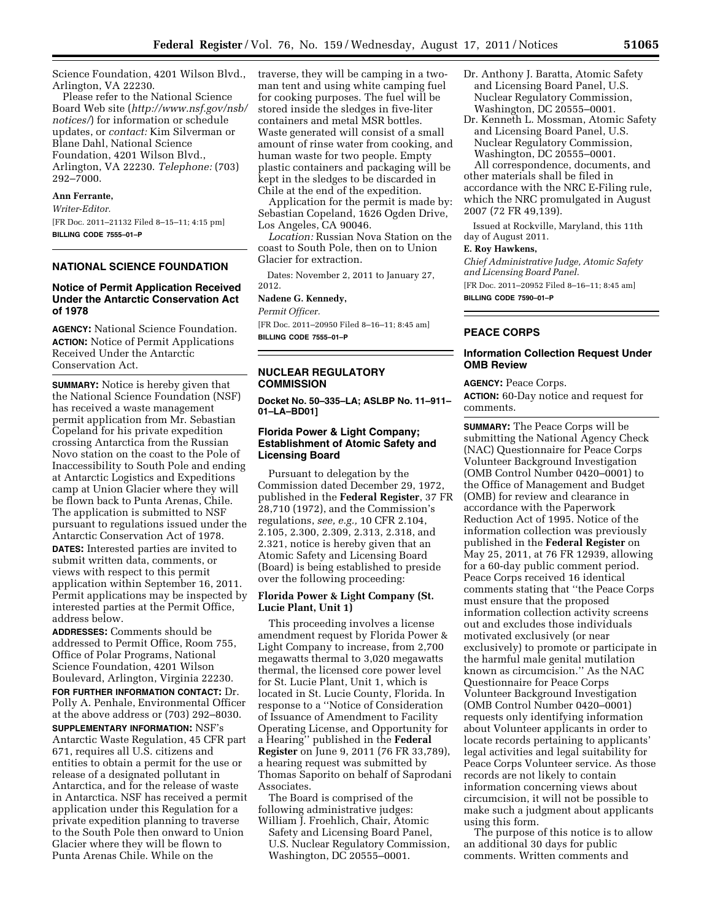Science Foundation, 4201 Wilson Blvd., Arlington, VA 22230.

Please refer to the National Science Board Web site (*http://www.nsf.gov/nsb/notices/*) for information or schedule updates, or *contact:* Kim Silverman or Blane Dahl, National Science Foundation, 4201 Wilson Blvd., Arlington, VA 22230. *Telephone:* (703) 292–7000.

**Ann Ferrante,**

*Writer-Editor.*

[FR Doc. 2011–21132 Filed 8–15–11; 4:15 pm]

**BILLING CODE 7555–01–P**

## NATIONAL SCIENCE FOUNDATION

### Notice of Permit Application Received Under the Antarctic Conservation Act of 1978

**AGENCY:** National Science Foundation.

**ACTION:** Notice of Permit Applications Received Under the Antarctic Conservation Act.

**SUMMARY:** Notice is hereby given that the National Science Foundation (NSF) has received a waste management permit application from Mr. Sebastian Copeland for his private expedition crossing Antarctica from the Russian Novo station on the coast to the Pole of Inaccessibility to South Pole and ending at Antarctic Logistics and Expeditions camp at Union Glacier where they will be flown back to Punta Arenas, Chile. The application is submitted to NSF pursuant to regulations issued under the Antarctic Conservation Act of 1978.

**DATES:** Interested parties are invited to submit written data, comments, or views with respect to this permit application within September 16, 2011. Permit applications may be inspected by interested parties at the Permit Office, address below.

**ADDRESSES:** Comments should be addressed to Permit Office, Room 755, Office of Polar Programs, National Science Foundation, 4201 Wilson Boulevard, Arlington, Virginia 22230.

**FOR FURTHER INFORMATION CONTACT:** Dr. Polly A. Penhale, Environmental Officer at the above address or (703) 292–8030.

**SUPPLEMENTARY INFORMATION:** NSF's Antarctic Waste Regulation, 45 CFR part 671, requires all U.S. citizens and entities to obtain a permit for the use or release of a designated pollutant in Antarctica, and for the release of waste in Antarctica. NSF has received a permit application under this Regulation for a private expedition planning to traverse to the South Pole then onward to Union Glacier where they will be flown to Punta Arenas Chile. While on the traverse, they will be camping in a two-man tent and using white camping fuel for cooking purposes. The fuel will be stored inside the sledges in five-liter containers and metal MSR bottles. Waste generated will consist of a small amount of rinse water from cooking, and human waste for two people. Empty plastic containers and packaging will be kept in the sledges to be discarded in Chile at the end of the expedition.

Application for the permit is made by: Sebastian Copeland, 1626 Ogden Drive, Los Angeles, CA 90046.

*Location:* Russian Nova Station on the coast to South Pole, then on to Union Glacier for extraction.

Dates: November 2, 2011 to January 27, 2012.

**Nadene G. Kennedy,**

*Permit Officer.*

[FR Doc. 2011–20950 Filed 8–16–11; 8:45 am]

**BILLING CODE 7555–01–P**

## NUCLEAR REGULATORY COMMISSION

**Docket No. 50–335–LA; ASLBP No. 11–911–01–LA–BD01]**

### Florida Power & Light Company; Establishment of Atomic Safety and Licensing Board

Pursuant to delegation by the Commission dated December 29, 1972, published in the **Federal Register**, 37 FR 28,710 (1972), and the Commission's regulations, *see, e.g.,* 10 CFR 2.104, 2.105, 2.300, 2.309, 2.313, 2.318, and 2.321, notice is hereby given that an Atomic Safety and Licensing Board (Board) is being established to preside over the following proceeding:

#### Florida Power & Light Company (St. Lucie Plant, Unit 1)

This proceeding involves a license amendment request by Florida Power & Light Company to increase, from 2,700 megawatts thermal to 3,020 megawatts thermal, the licensed core power level for St. Lucie Plant, Unit 1, which is located in St. Lucie County, Florida. In response to a ''Notice of Consideration of Issuance of Amendment to Facility Operating License, and Opportunity for a Hearing'' published in the **Federal Register** on June 9, 2011 (76 FR 33,789), a hearing request was submitted by Thomas Saporito on behalf of Saprodani Associates.

The Board is comprised of the following administrative judges:

William J. Froehlich, Chair, Atomic Safety and Licensing Board Panel, U.S. Nuclear Regulatory Commission, Washington, DC 20555–0001.

Dr. Anthony J. Baratta, Atomic Safety and Licensing Board Panel, U.S. Nuclear Regulatory Commission, Washington, DC 20555–0001.

Dr. Kenneth L. Mossman, Atomic Safety and Licensing Board Panel, U.S. Nuclear Regulatory Commission, Washington, DC 20555–0001.

All correspondence, documents, and other materials shall be filed in accordance with the NRC E-Filing rule, which the NRC promulgated in August 2007 (72 FR 49,139).

Issued at Rockville, Maryland, this 11th day of August 2011.

**E. Roy Hawkens,**

*Chief Administrative Judge, Atomic Safety and Licensing Board Panel.*

[FR Doc. 2011–20952 Filed 8–16–11; 8:45 am]

**BILLING CODE 7590–01–P**

## PEACE CORPS

### Information Collection Request Under OMB Review

**AGENCY:** Peace Corps.

**ACTION:** 60-Day notice and request for comments.

**SUMMARY:** The Peace Corps will be submitting the National Agency Check (NAC) Questionnaire for Peace Corps Volunteer Background Investigation (OMB Control Number 0420–0001) to the Office of Management and Budget (OMB) for review and clearance in accordance with the Paperwork Reduction Act of 1995. Notice of the information collection was previously published in the **Federal Register** on May 25, 2011, at 76 FR 12939, allowing for a 60-day public comment period. Peace Corps received 16 identical comments stating that ''the Peace Corps must ensure that the proposed information collection activity screens out and excludes those individuals motivated exclusively (or near exclusively) to promote or participate in the harmful male genital mutilation known as circumcision.'' As the NAC Questionnaire for Peace Corps Volunteer Background Investigation (OMB Control Number 0420–0001) requests only identifying information about Volunteer applicants in order to locate records pertaining to applicants' legal activities and legal suitability for Peace Corps Volunteer service. As those records are not likely to contain information concerning views about circumcision, it will not be possible to make such a judgment about applicants using this form.

The purpose of this notice is to allow an additional 30 days for public comments. Written comments and